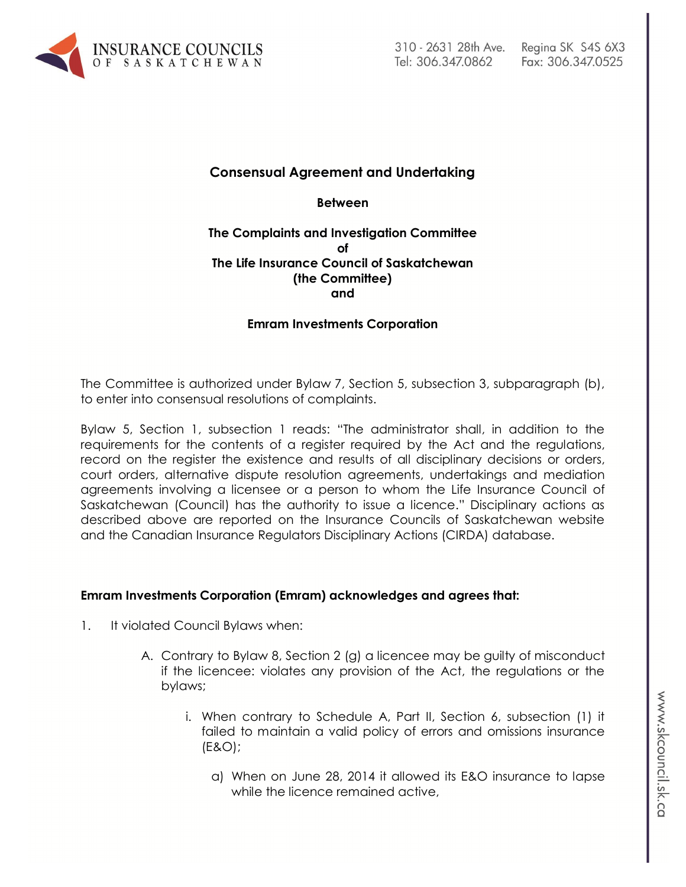# Consensual Agreement and Undertaking

**Between**

**The Complaints and Investigation Committee**
**of**
**The Life Insurance Council of Saskatchewan**
**(the Committee)**
**and**

**Emram Investments Corporation**

The Committee is authorized under Bylaw 7, Section 5, subsection 3, subparagraph (b), to enter into consensual resolutions of complaints.

Bylaw 5, Section 1, subsection 1 reads: "The administrator shall, in addition to the requirements for the contents of a register required by the Act and the regulations, record on the register the existence and results of all disciplinary decisions or orders, court orders, alternative dispute resolution agreements, undertakings and mediation agreements involving a licensee or a person to whom the Life Insurance Council of Saskatchewan (Council) has the authority to issue a licence." Disciplinary actions as described above are reported on the Insurance Councils of Saskatchewan website and the Canadian Insurance Regulators Disciplinary Actions (CIRDA) database.

**Emram Investments Corporation (Emram) acknowledges and agrees that:**

1. It violated Council Bylaws when:

   A. Contrary to Bylaw 8, Section 2 (g) a licencee may be guilty of misconduct if the licencee: violates any provision of the Act, the regulations or the bylaws;

      i. When contrary to Schedule A, Part II, Section 6, subsection (1) it failed to maintain a valid policy of errors and omissions insurance (E&O);

         a) When on June 28, 2014 it allowed its E&O insurance to lapse while the licence remained active,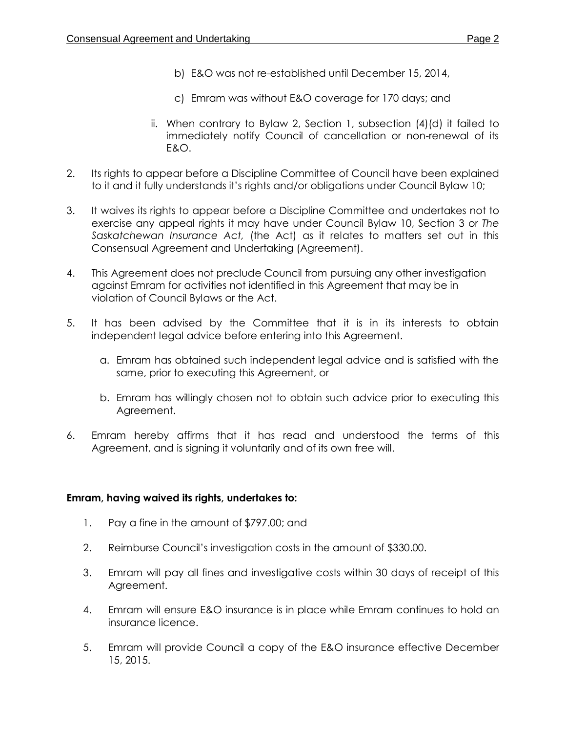b) E&O was not re-established until December 15, 2014,

c) Emram was without E&O coverage for 170 days; and

ii. When contrary to Bylaw 2, Section 1, subsection (4)(d) it failed to immediately notify Council of cancellation or non-renewal of its E&O.

2. Its rights to appear before a Discipline Committee of Council have been explained to it and it fully understands it's rights and/or obligations under Council Bylaw 10;

3. It waives its rights to appear before a Discipline Committee and undertakes not to exercise any appeal rights it may have under Council Bylaw 10, Section 3 or *The Saskatchewan Insurance Act,* (the Act) as it relates to matters set out in this Consensual Agreement and Undertaking (Agreement).

4. This Agreement does not preclude Council from pursuing any other investigation against Emram for activities not identified in this Agreement that may be in violation of Council Bylaws or the Act.

5. It has been advised by the Committee that it is in its interests to obtain independent legal advice before entering into this Agreement.

   a. Emram has obtained such independent legal advice and is satisfied with the same, prior to executing this Agreement, or

   b. Emram has willingly chosen not to obtain such advice prior to executing this Agreement.

6. Emram hereby affirms that it has read and understood the terms of this Agreement, and is signing it voluntarily and of its own free will.

**Emram, having waived its rights, undertakes to:**

1. Pay a fine in the amount of $797.00; and

2. Reimburse Council's investigation costs in the amount of $330.00.

3. Emram will pay all fines and investigative costs within 30 days of receipt of this Agreement.

4. Emram will ensure E&O insurance is in place while Emram continues to hold an insurance licence.

5. Emram will provide Council a copy of the E&O insurance effective December 15, 2015.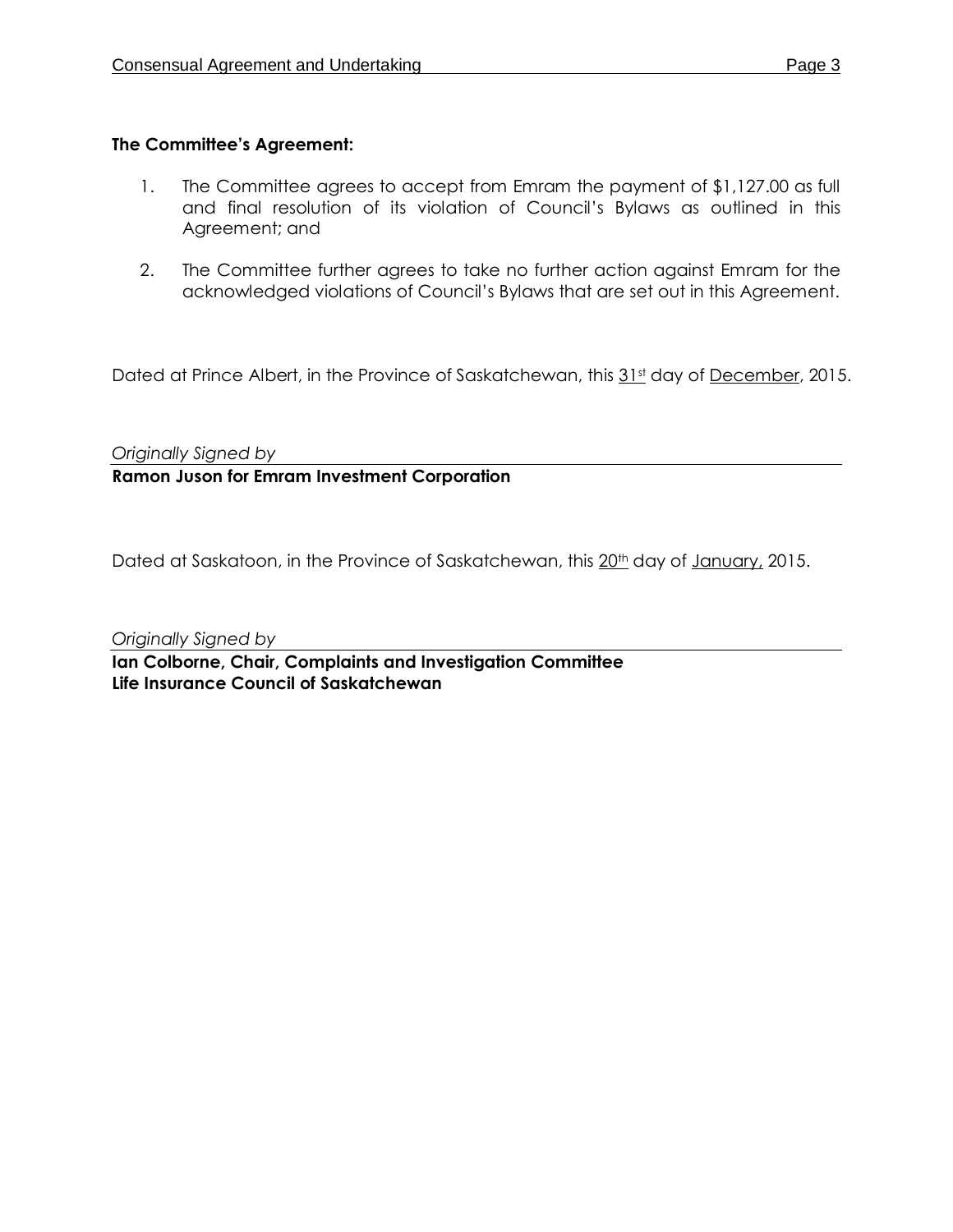**The Committee's Agreement:**

1. The Committee agrees to accept from Emram the payment of $1,127.00 as full and final resolution of its violation of Council's Bylaws as outlined in this Agreement; and

2. The Committee further agrees to take no further action against Emram for the acknowledged violations of Council's Bylaws that are set out in this Agreement.

Dated at Prince Albert, in the Province of Saskatchewan, this 31st day of December, 2015.

*Originally Signed by*

**Ramon Juson for Emram Investment Corporation**

Dated at Saskatoon, in the Province of Saskatchewan, this 20th day of January, 2015.

*Originally Signed by*

**Ian Colborne, Chair, Complaints and Investigation Committee**
**Life Insurance Council of Saskatchewan**